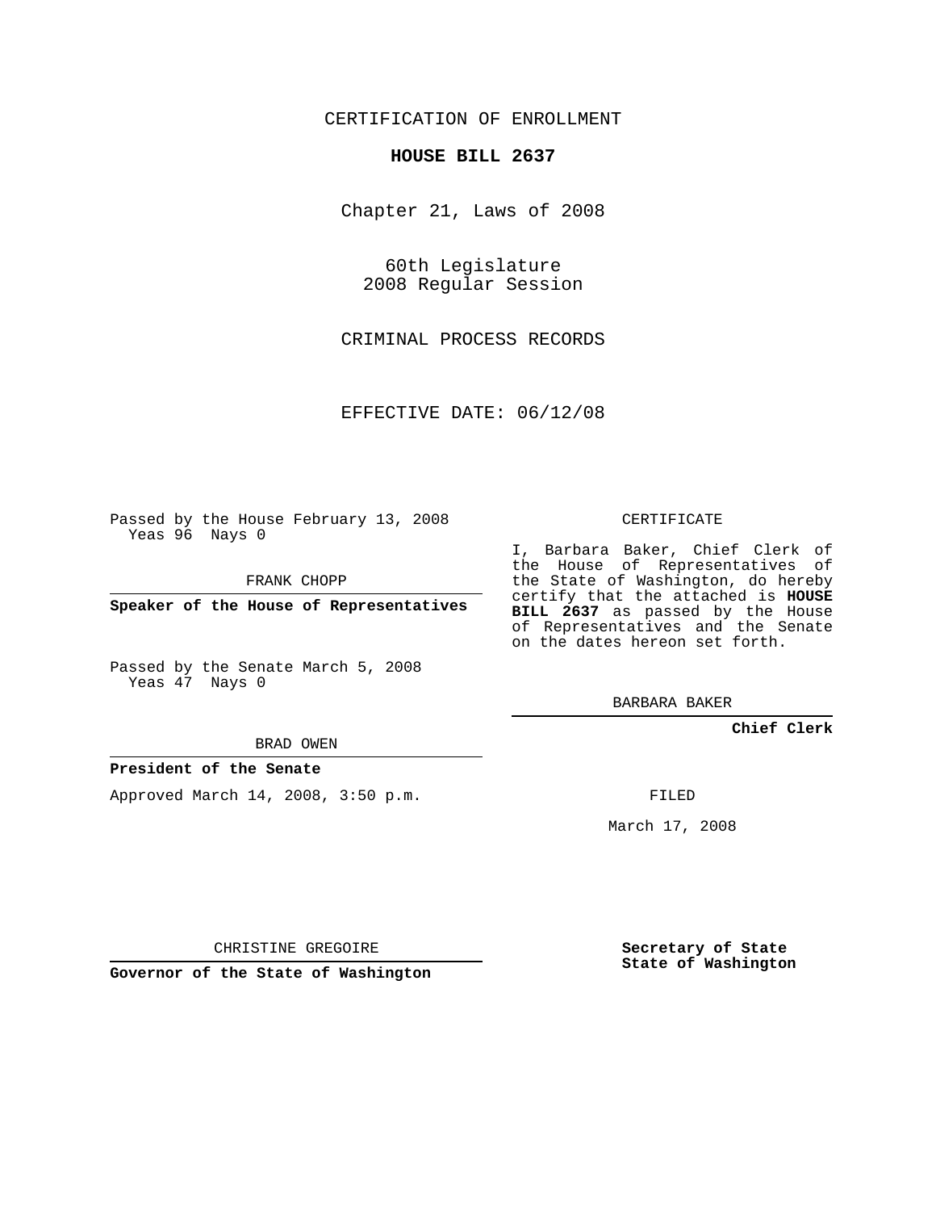CERTIFICATION OF ENROLLMENT

**HOUSE BILL 2637**

Chapter 21, Laws of 2008

60th Legislature
2008 Regular Session

CRIMINAL PROCESS RECORDS

EFFECTIVE DATE: 06/12/08

Passed by the House February 13, 2008
Yeas 96 Nays 0

FRANK CHOPP

**Speaker of the House of Representatives**

Passed by the Senate March 5, 2008
Yeas 47 Nays 0

BRAD OWEN

**President of the Senate**

Approved March 14, 2008, 3:50 p.m.

CHRISTINE GREGOIRE

**Governor of the State of Washington**

CERTIFICATE

I, Barbara Baker, Chief Clerk of the House of Representatives of the State of Washington, do hereby certify that the attached is **HOUSE BILL 2637** as passed by the House of Representatives and the Senate on the dates hereon set forth.

BARBARA BAKER

**Chief Clerk**

FILED

March 17, 2008

**Secretary of State**
**State of Washington**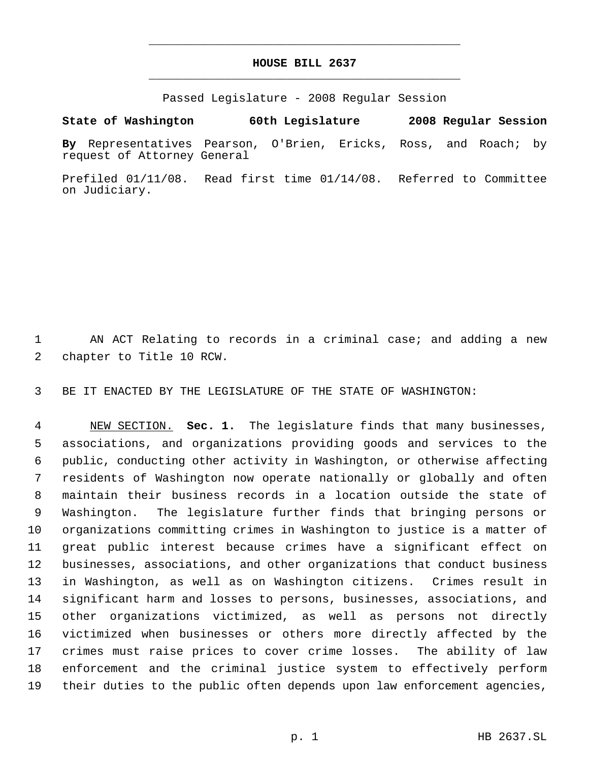**HOUSE BILL 2637**

Passed Legislature - 2008 Regular Session

**State of Washington 60th Legislature 2008 Regular Session**

**By** Representatives Pearson, O'Brien, Ericks, Ross, and Roach; by request of Attorney General

Prefiled 01/11/08. Read first time 01/14/08. Referred to Committee on Judiciary.

AN ACT Relating to records in a criminal case; and adding a new chapter to Title 10 RCW.

BE IT ENACTED BY THE LEGISLATURE OF THE STATE OF WASHINGTON:

NEW SECTION. **Sec. 1.** The legislature finds that many businesses, associations, and organizations providing goods and services to the public, conducting other activity in Washington, or otherwise affecting residents of Washington now operate nationally or globally and often maintain their business records in a location outside the state of Washington. The legislature further finds that bringing persons or organizations committing crimes in Washington to justice is a matter of great public interest because crimes have a significant effect on businesses, associations, and other organizations that conduct business in Washington, as well as on Washington citizens. Crimes result in significant harm and losses to persons, businesses, associations, and other organizations victimized, as well as persons not directly victimized when businesses or others more directly affected by the crimes must raise prices to cover crime losses. The ability of law enforcement and the criminal justice system to effectively perform their duties to the public often depends upon law enforcement agencies,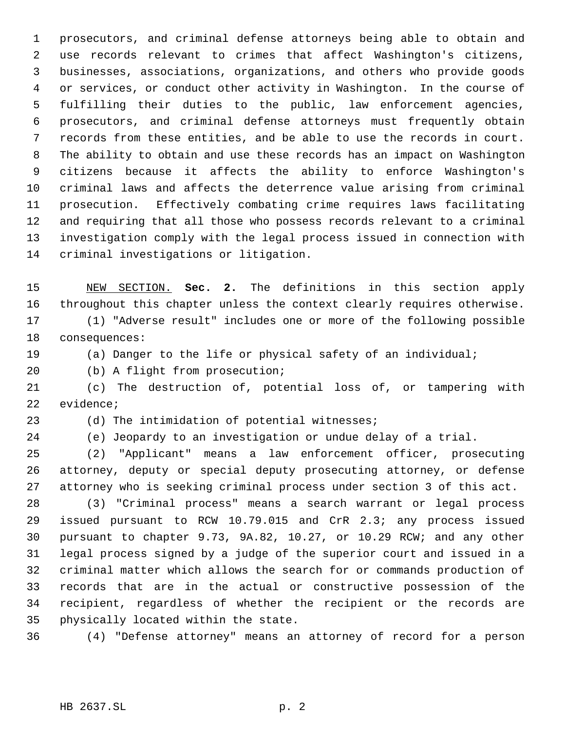prosecutors, and criminal defense attorneys being able to obtain and use records relevant to crimes that affect Washington's citizens, businesses, associations, organizations, and others who provide goods or services, or conduct other activity in Washington. In the course of fulfilling their duties to the public, law enforcement agencies, prosecutors, and criminal defense attorneys must frequently obtain records from these entities, and be able to use the records in court. The ability to obtain and use these records has an impact on Washington citizens because it affects the ability to enforce Washington's criminal laws and affects the deterrence value arising from criminal prosecution. Effectively combating crime requires laws facilitating and requiring that all those who possess records relevant to a criminal investigation comply with the legal process issued in connection with criminal investigations or litigation.

NEW SECTION. **Sec. 2.** The definitions in this section apply throughout this chapter unless the context clearly requires otherwise.

(1) "Adverse result" includes one or more of the following possible consequences:

(a) Danger to the life or physical safety of an individual;

(b) A flight from prosecution;

(c) The destruction of, potential loss of, or tampering with evidence;

(d) The intimidation of potential witnesses;

(e) Jeopardy to an investigation or undue delay of a trial.

(2) "Applicant" means a law enforcement officer, prosecuting attorney, deputy or special deputy prosecuting attorney, or defense attorney who is seeking criminal process under section 3 of this act.

(3) "Criminal process" means a search warrant or legal process issued pursuant to RCW 10.79.015 and CrR 2.3; any process issued pursuant to chapter 9.73, 9A.82, 10.27, or 10.29 RCW; and any other legal process signed by a judge of the superior court and issued in a criminal matter which allows the search for or commands production of records that are in the actual or constructive possession of the recipient, regardless of whether the recipient or the records are physically located within the state.

(4) "Defense attorney" means an attorney of record for a person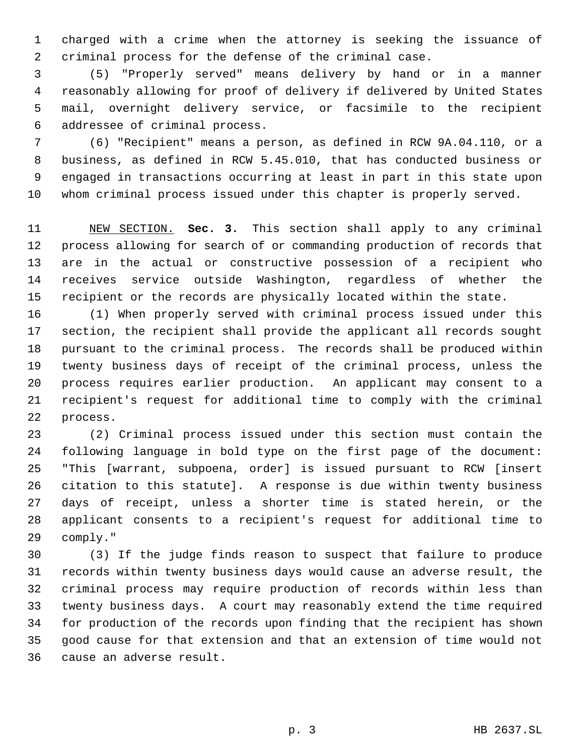charged with a crime when the attorney is seeking the issuance of criminal process for the defense of the criminal case.

(5) "Properly served" means delivery by hand or in a manner reasonably allowing for proof of delivery if delivered by United States mail, overnight delivery service, or facsimile to the recipient addressee of criminal process.

(6) "Recipient" means a person, as defined in RCW 9A.04.110, or a business, as defined in RCW 5.45.010, that has conducted business or engaged in transactions occurring at least in part in this state upon whom criminal process issued under this chapter is properly served.

NEW SECTION. **Sec. 3.** This section shall apply to any criminal process allowing for search of or commanding production of records that are in the actual or constructive possession of a recipient who receives service outside Washington, regardless of whether the recipient or the records are physically located within the state.

(1) When properly served with criminal process issued under this section, the recipient shall provide the applicant all records sought pursuant to the criminal process. The records shall be produced within twenty business days of receipt of the criminal process, unless the process requires earlier production. An applicant may consent to a recipient's request for additional time to comply with the criminal process.

(2) Criminal process issued under this section must contain the following language in bold type on the first page of the document: "This [warrant, subpoena, order] is issued pursuant to RCW [insert citation to this statute]. A response is due within twenty business days of receipt, unless a shorter time is stated herein, or the applicant consents to a recipient's request for additional time to comply."

(3) If the judge finds reason to suspect that failure to produce records within twenty business days would cause an adverse result, the criminal process may require production of records within less than twenty business days. A court may reasonably extend the time required for production of the records upon finding that the recipient has shown good cause for that extension and that an extension of time would not cause an adverse result.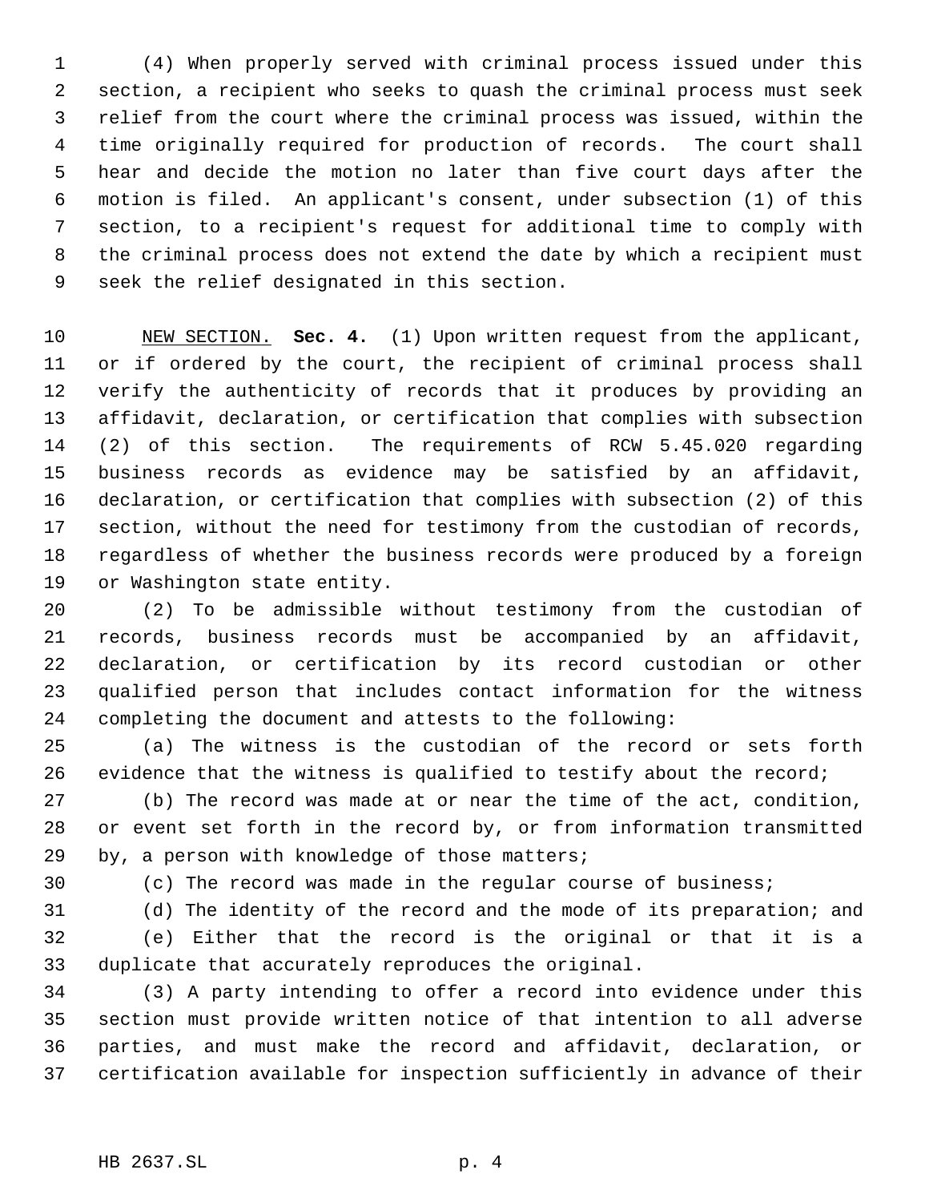(4) When properly served with criminal process issued under this section, a recipient who seeks to quash the criminal process must seek relief from the court where the criminal process was issued, within the time originally required for production of records. The court shall hear and decide the motion no later than five court days after the motion is filed. An applicant's consent, under subsection (1) of this section, to a recipient's request for additional time to comply with the criminal process does not extend the date by which a recipient must seek the relief designated in this section.

NEW SECTION. **Sec. 4.** (1) Upon written request from the applicant, or if ordered by the court, the recipient of criminal process shall verify the authenticity of records that it produces by providing an affidavit, declaration, or certification that complies with subsection (2) of this section. The requirements of RCW 5.45.020 regarding business records as evidence may be satisfied by an affidavit, declaration, or certification that complies with subsection (2) of this section, without the need for testimony from the custodian of records, regardless of whether the business records were produced by a foreign or Washington state entity.

(2) To be admissible without testimony from the custodian of records, business records must be accompanied by an affidavit, declaration, or certification by its record custodian or other qualified person that includes contact information for the witness completing the document and attests to the following:

(a) The witness is the custodian of the record or sets forth evidence that the witness is qualified to testify about the record;

(b) The record was made at or near the time of the act, condition, or event set forth in the record by, or from information transmitted by, a person with knowledge of those matters;

(c) The record was made in the regular course of business;

(d) The identity of the record and the mode of its preparation; and

(e) Either that the record is the original or that it is a duplicate that accurately reproduces the original.

(3) A party intending to offer a record into evidence under this section must provide written notice of that intention to all adverse parties, and must make the record and affidavit, declaration, or certification available for inspection sufficiently in advance of their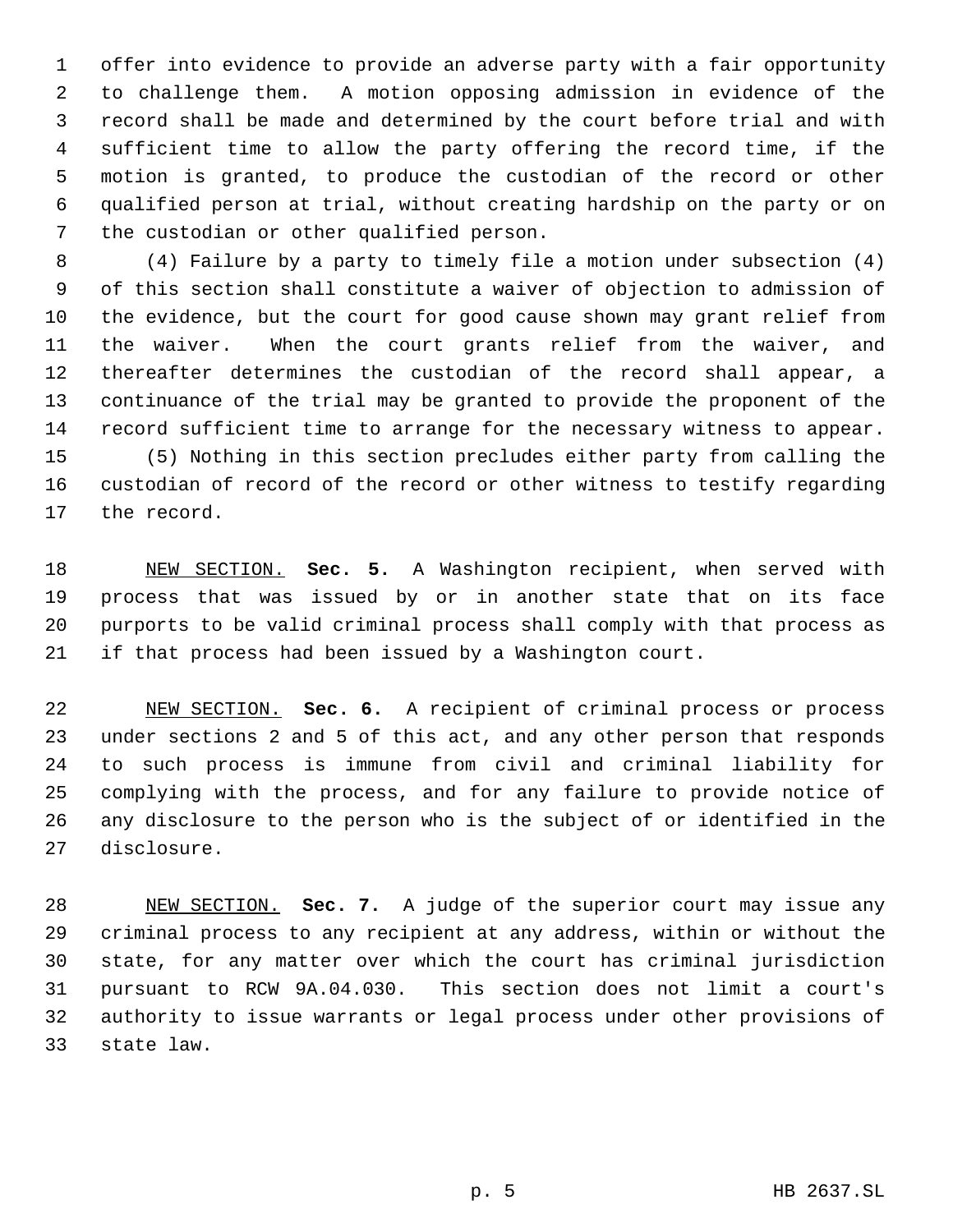offer into evidence to provide an adverse party with a fair opportunity to challenge them. A motion opposing admission in evidence of the record shall be made and determined by the court before trial and with sufficient time to allow the party offering the record time, if the motion is granted, to produce the custodian of the record or other qualified person at trial, without creating hardship on the party or on the custodian or other qualified person.

(4) Failure by a party to timely file a motion under subsection (4) of this section shall constitute a waiver of objection to admission of the evidence, but the court for good cause shown may grant relief from the waiver. When the court grants relief from the waiver, and thereafter determines the custodian of the record shall appear, a continuance of the trial may be granted to provide the proponent of the record sufficient time to arrange for the necessary witness to appear.

(5) Nothing in this section precludes either party from calling the custodian of record of the record or other witness to testify regarding the record.

NEW SECTION. **Sec. 5.** A Washington recipient, when served with process that was issued by or in another state that on its face purports to be valid criminal process shall comply with that process as if that process had been issued by a Washington court.

NEW SECTION. **Sec. 6.** A recipient of criminal process or process under sections 2 and 5 of this act, and any other person that responds to such process is immune from civil and criminal liability for complying with the process, and for any failure to provide notice of any disclosure to the person who is the subject of or identified in the disclosure.

NEW SECTION. **Sec. 7.** A judge of the superior court may issue any criminal process to any recipient at any address, within or without the state, for any matter over which the court has criminal jurisdiction pursuant to RCW 9A.04.030. This section does not limit a court's authority to issue warrants or legal process under other provisions of state law.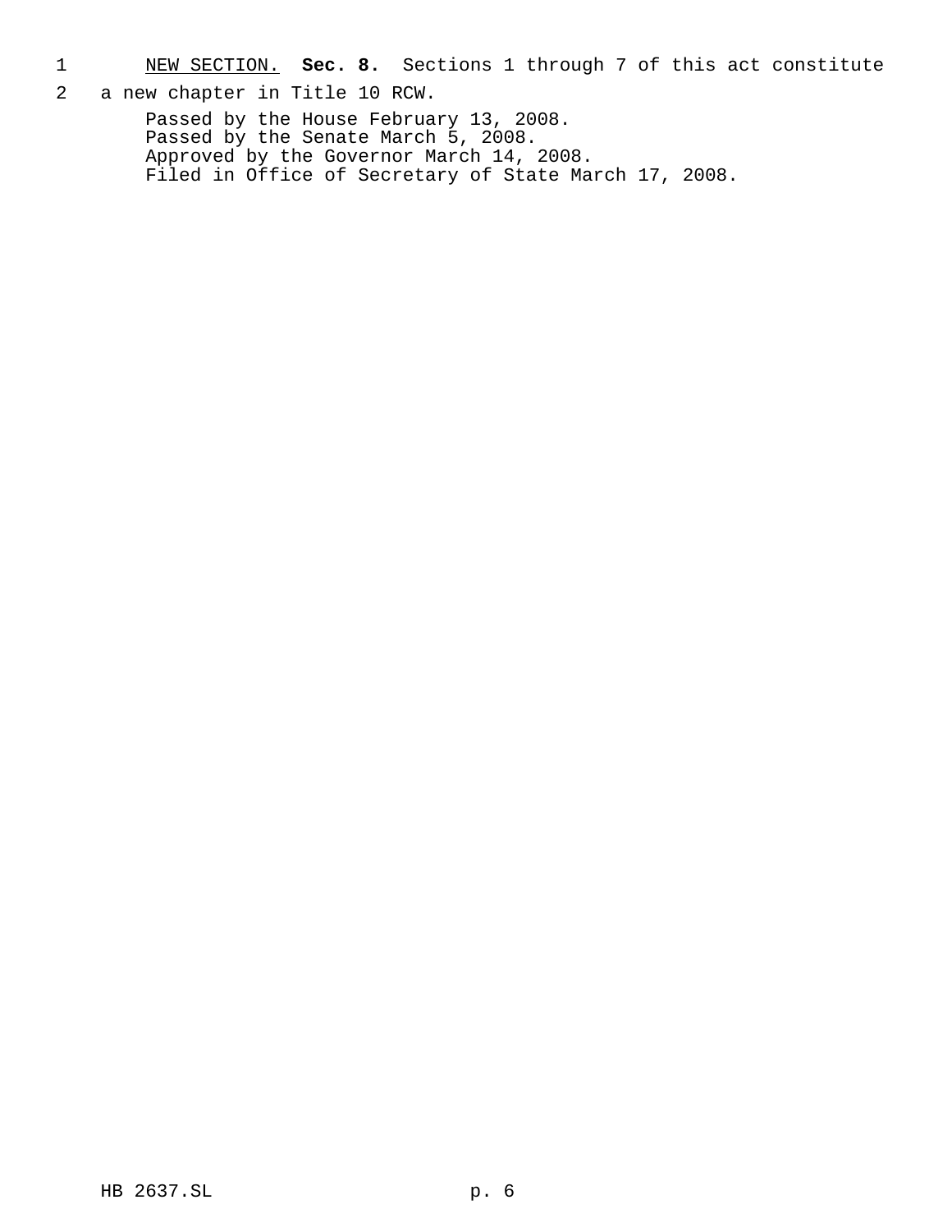NEW SECTION. **Sec. 8.** Sections 1 through 7 of this act constitute a new chapter in Title 10 RCW.

Passed by the House February 13, 2008.
Passed by the Senate March 5, 2008.
Approved by the Governor March 14, 2008.
Filed in Office of Secretary of State March 17, 2008.